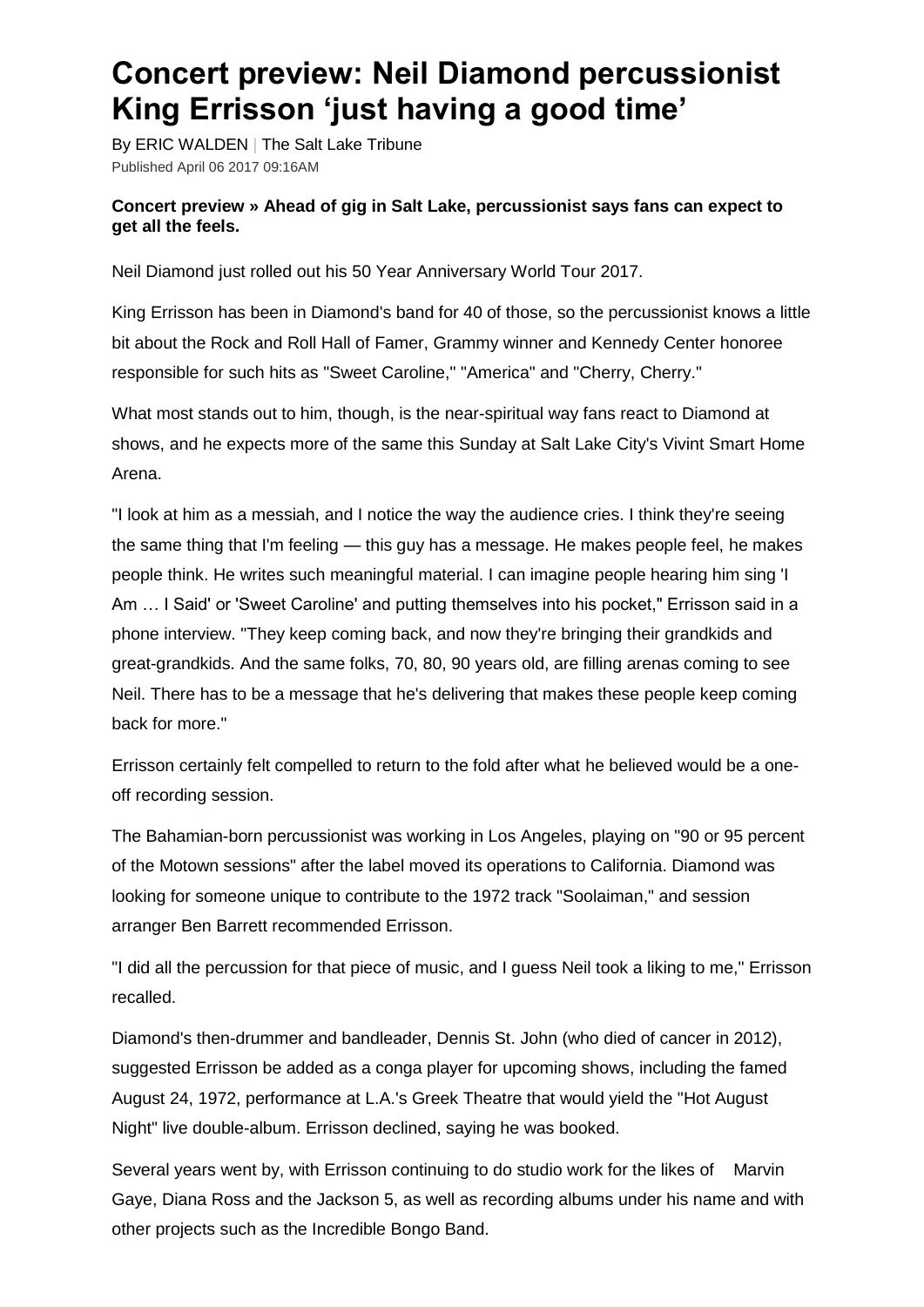# Concert preview: Neil Diamond percussionist King Errisson 'just having a good time'

By ERIC WALDEN | The Salt Lake Tribune
Published April 06 2017 09:16AM

**Concert preview » Ahead of gig in Salt Lake, percussionist says fans can expect to get all the feels.**

Neil Diamond just rolled out his 50 Year Anniversary World Tour 2017.

King Errisson has been in Diamond's band for 40 of those, so the percussionist knows a little bit about the Rock and Roll Hall of Famer, Grammy winner and Kennedy Center honoree responsible for such hits as "Sweet Caroline," "America" and "Cherry, Cherry."

What most stands out to him, though, is the near-spiritual way fans react to Diamond at shows, and he expects more of the same this Sunday at Salt Lake City's Vivint Smart Home Arena.

"I look at him as a messiah, and I notice the way the audience cries. I think they're seeing the same thing that I'm feeling — this guy has a message. He makes people feel, he makes people think. He writes such meaningful material. I can imagine people hearing him sing 'I Am … I Said' or 'Sweet Caroline' and putting themselves into his pocket," Errisson said in a phone interview. "They keep coming back, and now they're bringing their grandkids and great-grandkids. And the same folks, 70, 80, 90 years old, are filling arenas coming to see Neil. There has to be a message that he's delivering that makes these people keep coming back for more."

Errisson certainly felt compelled to return to the fold after what he believed would be a one-off recording session.

The Bahamian-born percussionist was working in Los Angeles, playing on "90 or 95 percent of the Motown sessions" after the label moved its operations to California. Diamond was looking for someone unique to contribute to the 1972 track "Soolaiman," and session arranger Ben Barrett recommended Errisson.

"I did all the percussion for that piece of music, and I guess Neil took a liking to me," Errisson recalled.

Diamond's then-drummer and bandleader, Dennis St. John (who died of cancer in 2012), suggested Errisson be added as a conga player for upcoming shows, including the famed August 24, 1972, performance at L.A.'s Greek Theatre that would yield the "Hot August Night" live double-album. Errisson declined, saying he was booked.

Several years went by, with Errisson continuing to do studio work for the likes of Marvin Gaye, Diana Ross and the Jackson 5, as well as recording albums under his name and with other projects such as the Incredible Bongo Band.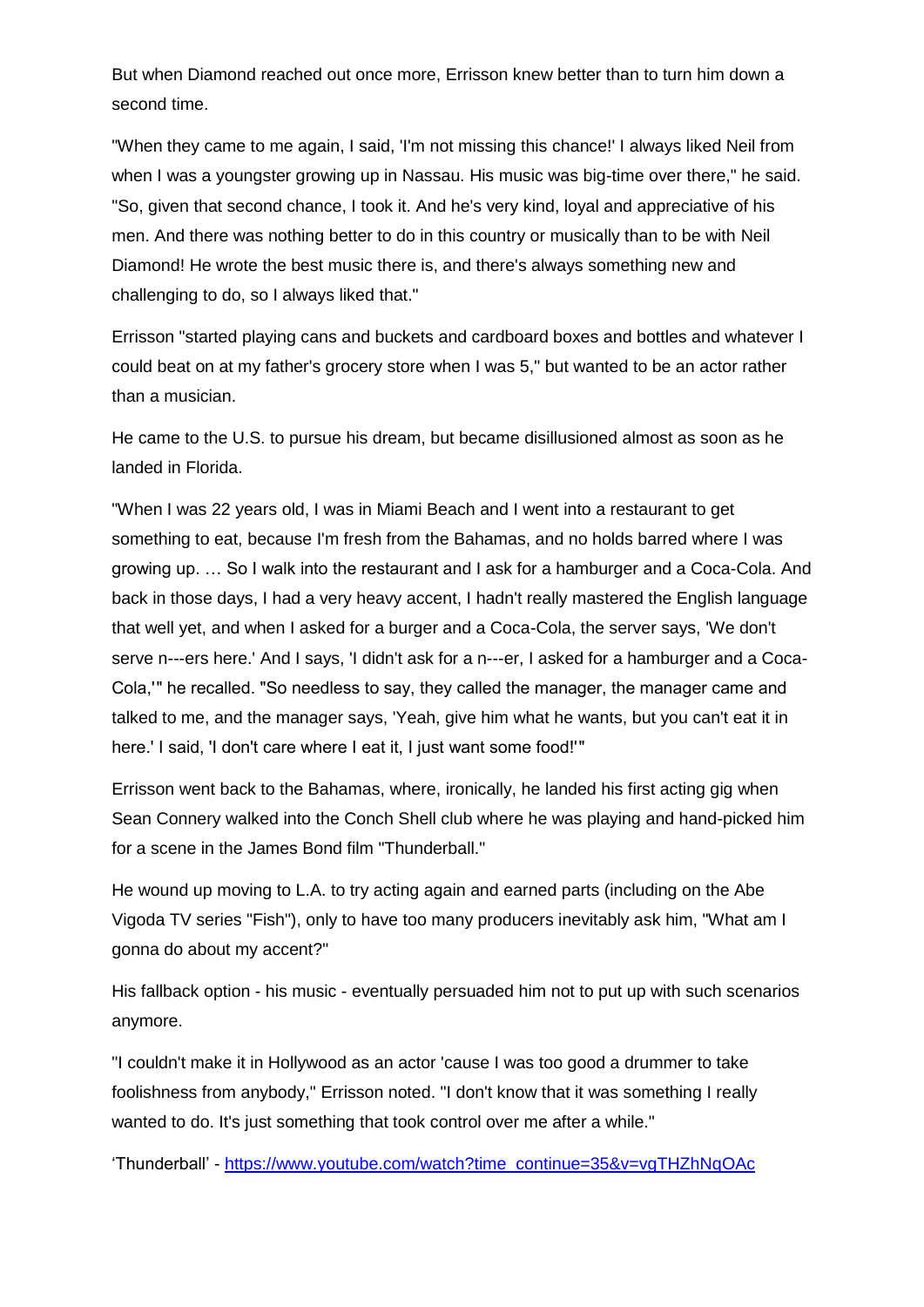But when Diamond reached out once more, Errisson knew better than to turn him down a second time.

"When they came to me again, I said, 'I'm not missing this chance!' I always liked Neil from when I was a youngster growing up in Nassau. His music was big-time over there," he said. "So, given that second chance, I took it. And he's very kind, loyal and appreciative of his men. And there was nothing better to do in this country or musically than to be with Neil Diamond! He wrote the best music there is, and there's always something new and challenging to do, so I always liked that."

Errisson "started playing cans and buckets and cardboard boxes and bottles and whatever I could beat on at my father's grocery store when I was 5," but wanted to be an actor rather than a musician.

He came to the U.S. to pursue his dream, but became disillusioned almost as soon as he landed in Florida.

"When I was 22 years old, I was in Miami Beach and I went into a restaurant to get something to eat, because I'm fresh from the Bahamas, and no holds barred where I was growing up. … So I walk into the restaurant and I ask for a hamburger and a Coca-Cola. And back in those days, I had a very heavy accent, I hadn't really mastered the English language that well yet, and when I asked for a burger and a Coca-Cola, the server says, 'We don't serve n---ers here.' And I says, 'I didn't ask for a n---er, I asked for a hamburger and a Coca-Cola,'" he recalled. "So needless to say, they called the manager, the manager came and talked to me, and the manager says, 'Yeah, give him what he wants, but you can't eat it in here.' I said, 'I don't care where I eat it, I just want some food!'"

Errisson went back to the Bahamas, where, ironically, he landed his first acting gig when Sean Connery walked into the Conch Shell club where he was playing and hand-picked him for a scene in the James Bond film "Thunderball."

He wound up moving to L.A. to try acting again and earned parts (including on the Abe Vigoda TV series "Fish"), only to have too many producers inevitably ask him, "What am I gonna do about my accent?"

His fallback option - his music - eventually persuaded him not to put up with such scenarios anymore.

"I couldn't make it in Hollywood as an actor 'cause I was too good a drummer to take foolishness from anybody," Errisson noted. "I don't know that it was something I really wanted to do. It's just something that took control over me after a while."

'Thunderball' - https://www.youtube.com/watch?time_continue=35&v=vgTHZhNqOAc